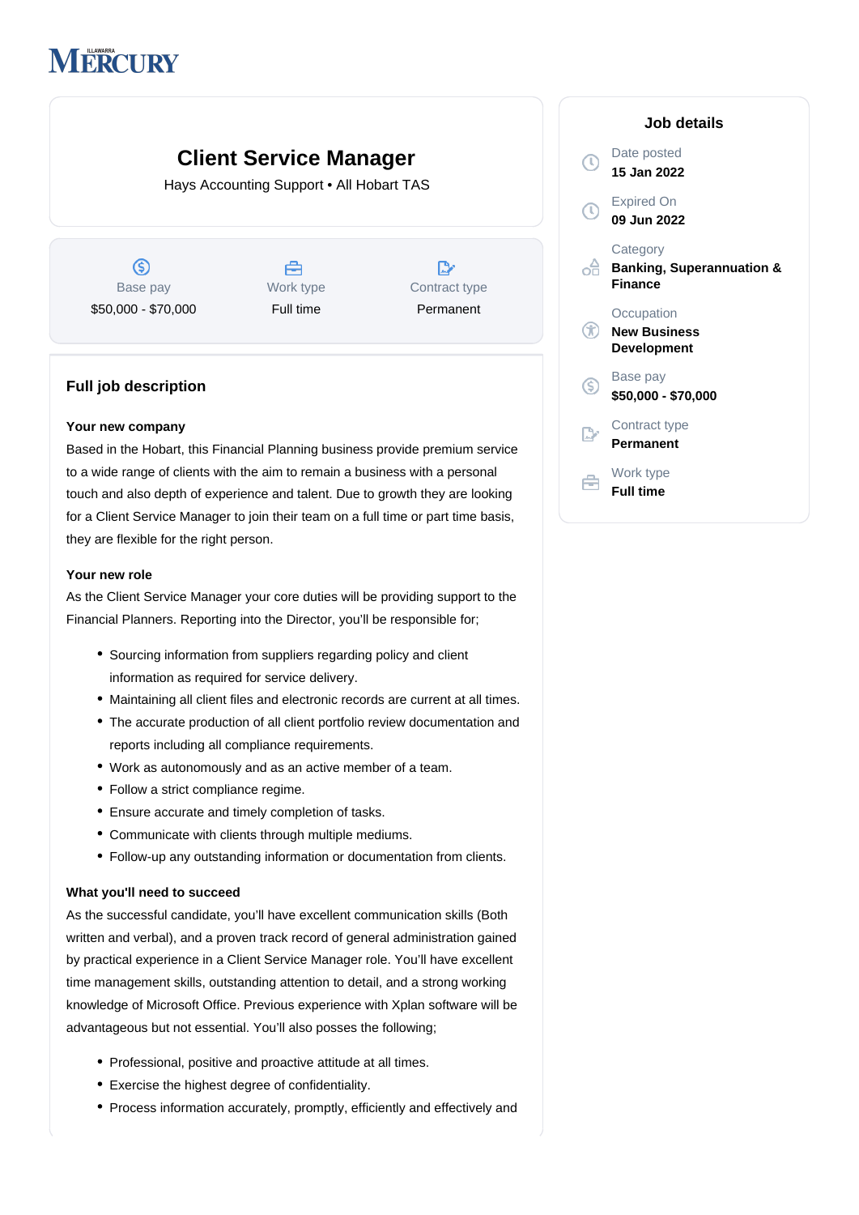Illawarra Mercury

# Client Service Manager

Hays Accounting Support • All Hobart TAS

| Base pay | Work type | Contract type |
|---|---|---|
| $50,000 - $70,000 | Full time | Permanent |

## Job details

Date posted
**15 Jan 2022**

Expired On
**09 Jun 2022**

Category
**Banking, Superannuation & Finance**

Occupation
**New Business Development**

Base pay
**$50,000 - $70,000**

Contract type
**Permanent**

Work type
**Full time**

## Full job description

**Your new company**

Based in the Hobart, this Financial Planning business provide premium service to a wide range of clients with the aim to remain a business with a personal touch and also depth of experience and talent. Due to growth they are looking for a Client Service Manager to join their team on a full time or part time basis, they are flexible for the right person.

**Your new role**

As the Client Service Manager your core duties will be providing support to the Financial Planners. Reporting into the Director, you'll be responsible for;

- Sourcing information from suppliers regarding policy and client information as required for service delivery.
- Maintaining all client files and electronic records are current at all times.
- The accurate production of all client portfolio review documentation and reports including all compliance requirements.
- Work as autonomously and as an active member of a team.
- Follow a strict compliance regime.
- Ensure accurate and timely completion of tasks.
- Communicate with clients through multiple mediums.
- Follow-up any outstanding information or documentation from clients.

**What you'll need to succeed**

As the successful candidate, you'll have excellent communication skills (Both written and verbal), and a proven track record of general administration gained by practical experience in a Client Service Manager role. You'll have excellent time management skills, outstanding attention to detail, and a strong working knowledge of Microsoft Office. Previous experience with Xplan software will be advantageous but not essential. You'll also posses the following;

- Professional, positive and proactive attitude at all times.
- Exercise the highest degree of confidentiality.
- Process information accurately, promptly, efficiently and effectively and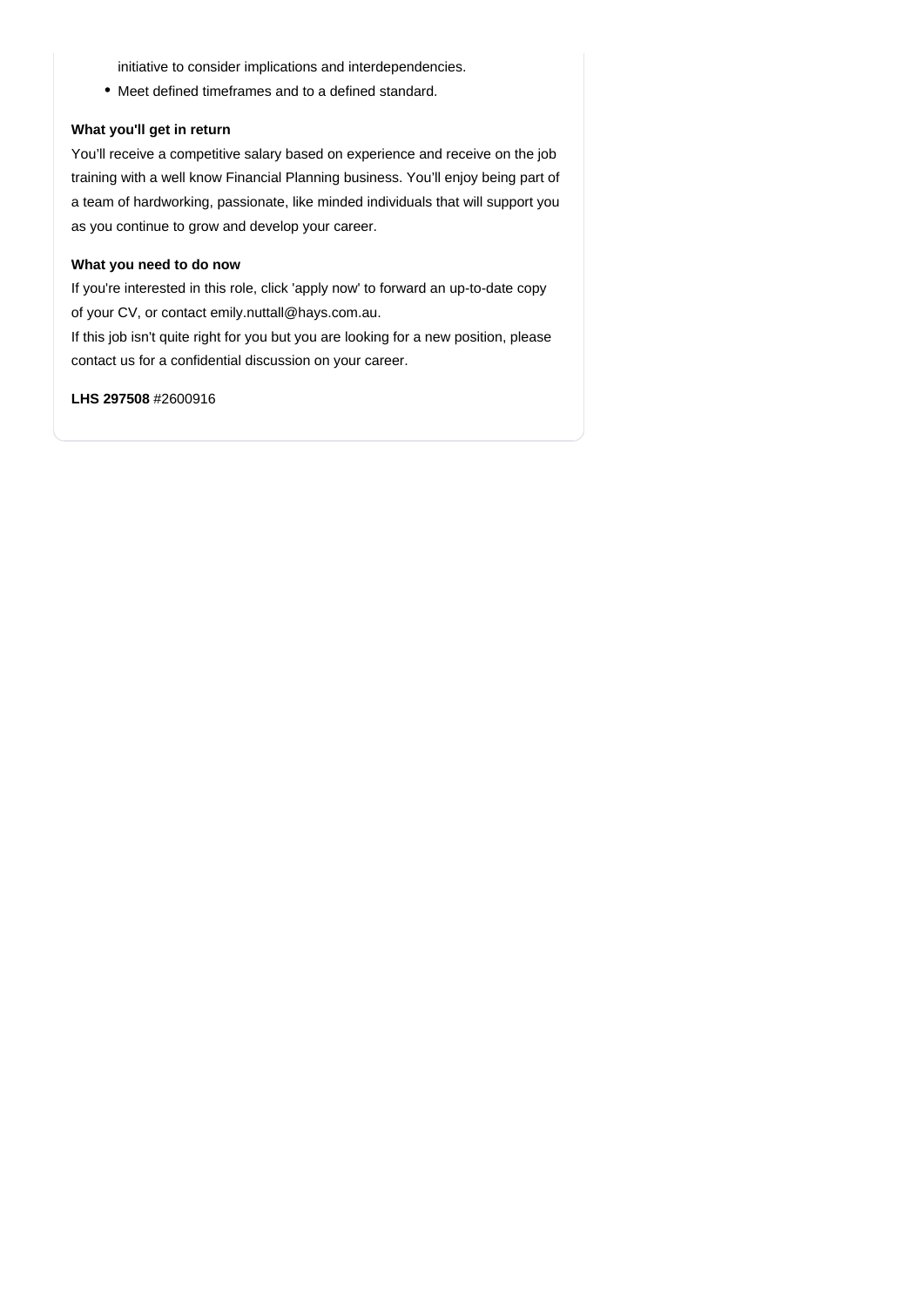initiative to consider implications and interdependencies.

- Meet defined timeframes and to a defined standard.

**What you'll get in return**

You'll receive a competitive salary based on experience and receive on the job training with a well know Financial Planning business. You'll enjoy being part of a team of hardworking, passionate, like minded individuals that will support you as you continue to grow and develop your career.

**What you need to do now**

If you're interested in this role, click 'apply now' to forward an up-to-date copy of your CV, or contact emily.nuttall@hays.com.au.
If this job isn't quite right for you but you are looking for a new position, please contact us for a confidential discussion on your career.

**LHS 297508** #2600916